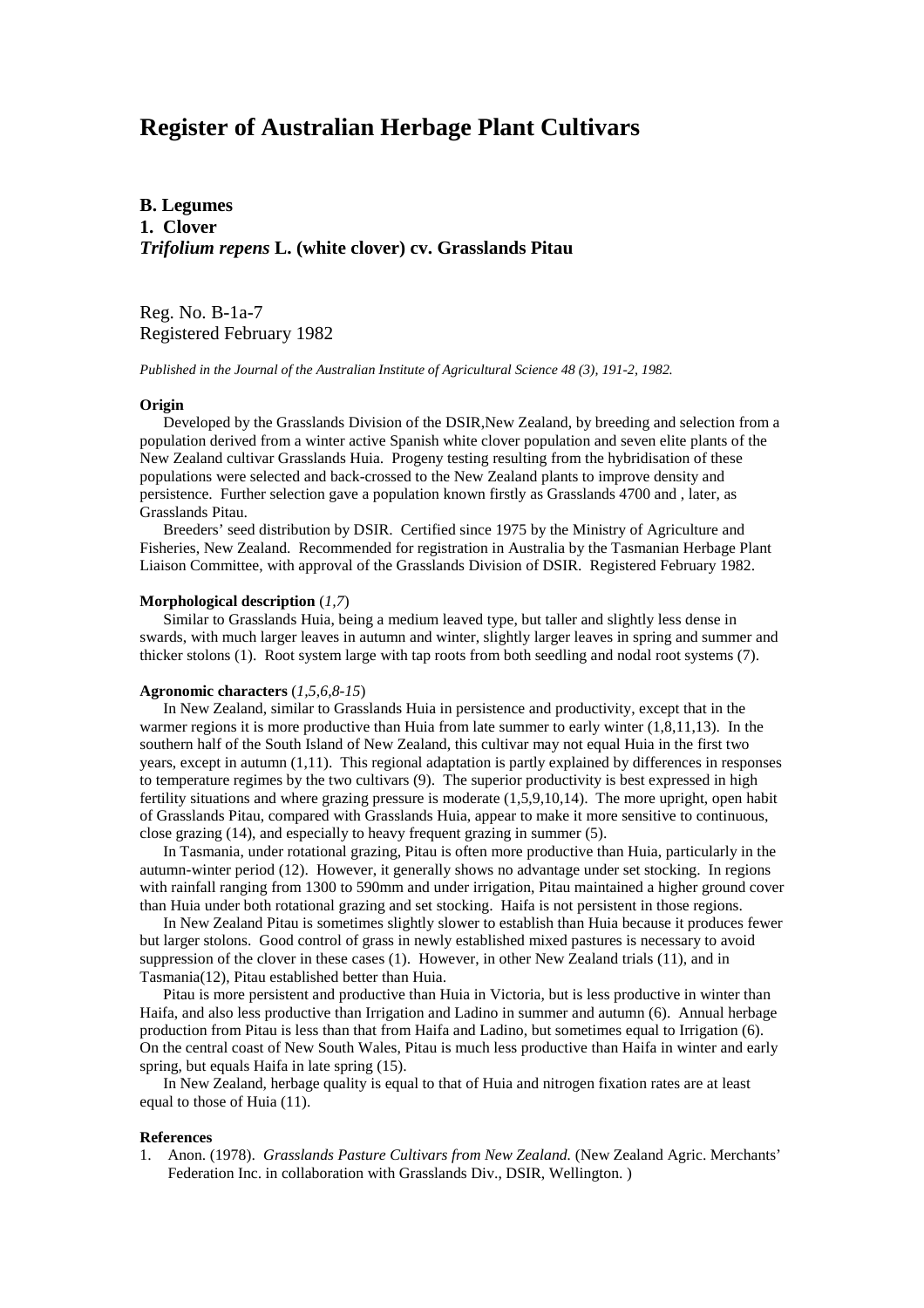# Register of Australian Herbage Plant Cultivars

## B. Legumes

## 1. Clover

## *Trifolium repens* L. (white clover) cv. Grasslands Pitau

Reg. No. B-1a-7
Registered February 1982

*Published in the Journal of the Australian Institute of Agricultural Science 48 (3), 191-2, 1982.*

### Origin

Developed by the Grasslands Division of the DSIR,New Zealand, by breeding and selection from a population derived from a winter active Spanish white clover population and seven elite plants of the New Zealand cultivar Grasslands Huia. Progeny testing resulting from the hybridisation of these populations were selected and back-crossed to the New Zealand plants to improve density and persistence. Further selection gave a population known firstly as Grasslands 4700 and , later, as Grasslands Pitau.

Breeders' seed distribution by DSIR. Certified since 1975 by the Ministry of Agriculture and Fisheries, New Zealand. Recommended for registration in Australia by the Tasmanian Herbage Plant Liaison Committee, with approval of the Grasslands Division of DSIR. Registered February 1982.

### Morphological description (*1,7*)

Similar to Grasslands Huia, being a medium leaved type, but taller and slightly less dense in swards, with much larger leaves in autumn and winter, slightly larger leaves in spring and summer and thicker stolons (1). Root system large with tap roots from both seedling and nodal root systems (7).

### Agronomic characters (*1,5,6,8-15*)

In New Zealand, similar to Grasslands Huia in persistence and productivity, except that in the warmer regions it is more productive than Huia from late summer to early winter (1,8,11,13). In the southern half of the South Island of New Zealand, this cultivar may not equal Huia in the first two years, except in autumn (1,11). This regional adaptation is partly explained by differences in responses to temperature regimes by the two cultivars (9). The superior productivity is best expressed in high fertility situations and where grazing pressure is moderate (1,5,9,10,14). The more upright, open habit of Grasslands Pitau, compared with Grasslands Huia, appear to make it more sensitive to continuous, close grazing (14), and especially to heavy frequent grazing in summer (5).

In Tasmania, under rotational grazing, Pitau is often more productive than Huia, particularly in the autumn-winter period (12). However, it generally shows no advantage under set stocking. In regions with rainfall ranging from 1300 to 590mm and under irrigation, Pitau maintained a higher ground cover than Huia under both rotational grazing and set stocking. Haifa is not persistent in those regions.

In New Zealand Pitau is sometimes slightly slower to establish than Huia because it produces fewer but larger stolons. Good control of grass in newly established mixed pastures is necessary to avoid suppression of the clover in these cases (1). However, in other New Zealand trials (11), and in Tasmania(12), Pitau established better than Huia.

Pitau is more persistent and productive than Huia in Victoria, but is less productive in winter than Haifa, and also less productive than Irrigation and Ladino in summer and autumn (6). Annual herbage production from Pitau is less than that from Haifa and Ladino, but sometimes equal to Irrigation (6). On the central coast of New South Wales, Pitau is much less productive than Haifa in winter and early spring, but equals Haifa in late spring (15).

In New Zealand, herbage quality is equal to that of Huia and nitrogen fixation rates are at least equal to those of Huia (11).

### References

1. Anon. (1978). *Grasslands Pasture Cultivars from New Zealand.* (New Zealand Agric. Merchants' Federation Inc. in collaboration with Grasslands Div., DSIR, Wellington. )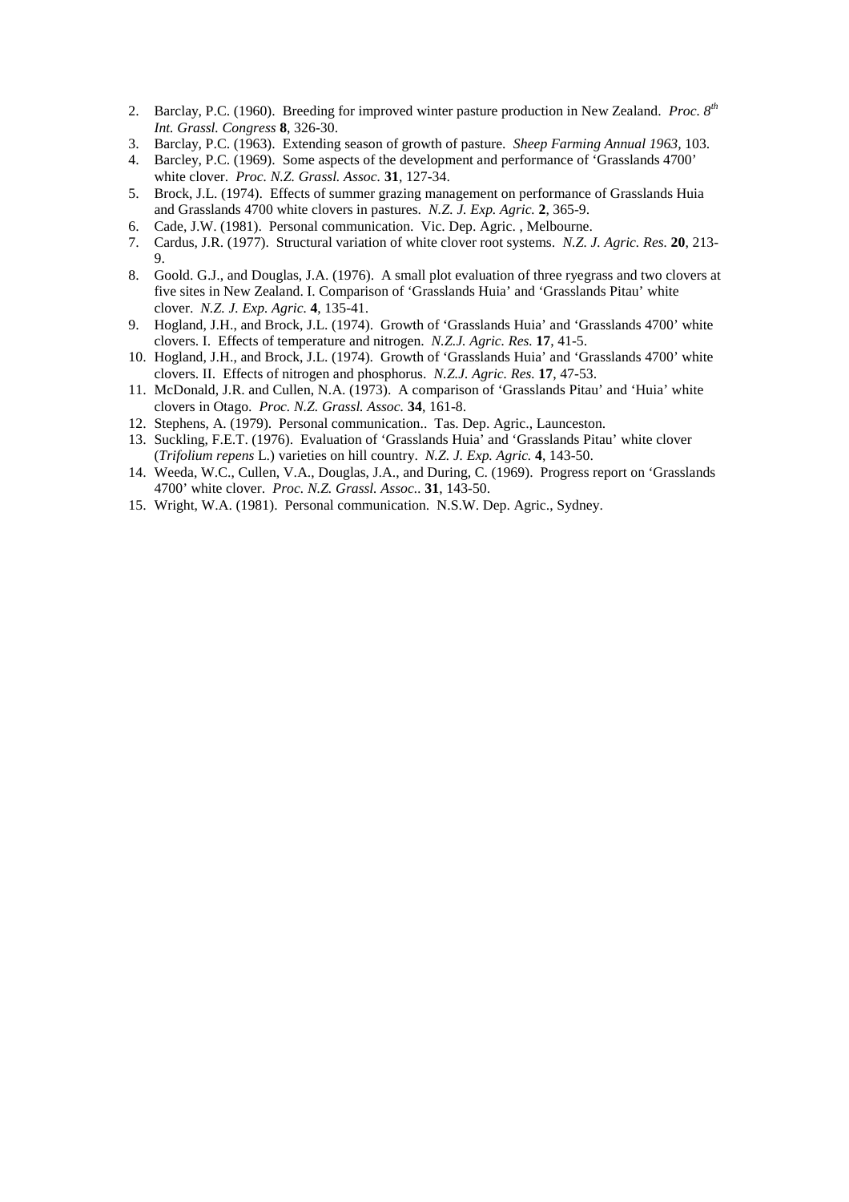2. Barclay, P.C. (1960). Breeding for improved winter pasture production in New Zealand. *Proc. 8th Int. Grassl. Congress* **8**, 326-30.
3. Barclay, P.C. (1963). Extending season of growth of pasture. *Sheep Farming Annual 1963*, 103.
4. Barcley, P.C. (1969). Some aspects of the development and performance of 'Grasslands 4700' white clover. *Proc. N.Z. Grassl. Assoc.* **31**, 127-34.
5. Brock, J.L. (1974). Effects of summer grazing management on performance of Grasslands Huia and Grasslands 4700 white clovers in pastures. *N.Z. J. Exp. Agric.* **2**, 365-9.
6. Cade, J.W. (1981). Personal communication. Vic. Dep. Agric. , Melbourne.
7. Cardus, J.R. (1977). Structural variation of white clover root systems. *N.Z. J. Agric. Res.* **20**, 213-9.
8. Goold. G.J., and Douglas, J.A. (1976). A small plot evaluation of three ryegrass and two clovers at five sites in New Zealand. I. Comparison of 'Grasslands Huia' and 'Grasslands Pitau' white clover. *N.Z. J. Exp. Agric.* **4**, 135-41.
9. Hogland, J.H., and Brock, J.L. (1974). Growth of 'Grasslands Huia' and 'Grasslands 4700' white clovers. I. Effects of temperature and nitrogen. *N.Z.J. Agric. Res.* **17**, 41-5.
10. Hogland, J.H., and Brock, J.L. (1974). Growth of 'Grasslands Huia' and 'Grasslands 4700' white clovers. II. Effects of nitrogen and phosphorus. *N.Z.J. Agric. Res.* **17**, 47-53.
11. McDonald, J.R. and Cullen, N.A. (1973). A comparison of 'Grasslands Pitau' and 'Huia' white clovers in Otago. *Proc. N.Z. Grassl. Assoc.* **34**, 161-8.
12. Stephens, A. (1979). Personal communication.. Tas. Dep. Agric., Launceston.
13. Suckling, F.E.T. (1976). Evaluation of 'Grasslands Huia' and 'Grasslands Pitau' white clover (*Trifolium repens* L.) varieties on hill country. *N.Z. J. Exp. Agric.* **4**, 143-50.
14. Weeda, W.C., Cullen, V.A., Douglas, J.A., and During, C. (1969). Progress report on 'Grasslands 4700' white clover. *Proc. N.Z. Grassl. Assoc.*. **31**, 143-50.
15. Wright, W.A. (1981). Personal communication. N.S.W. Dep. Agric., Sydney.